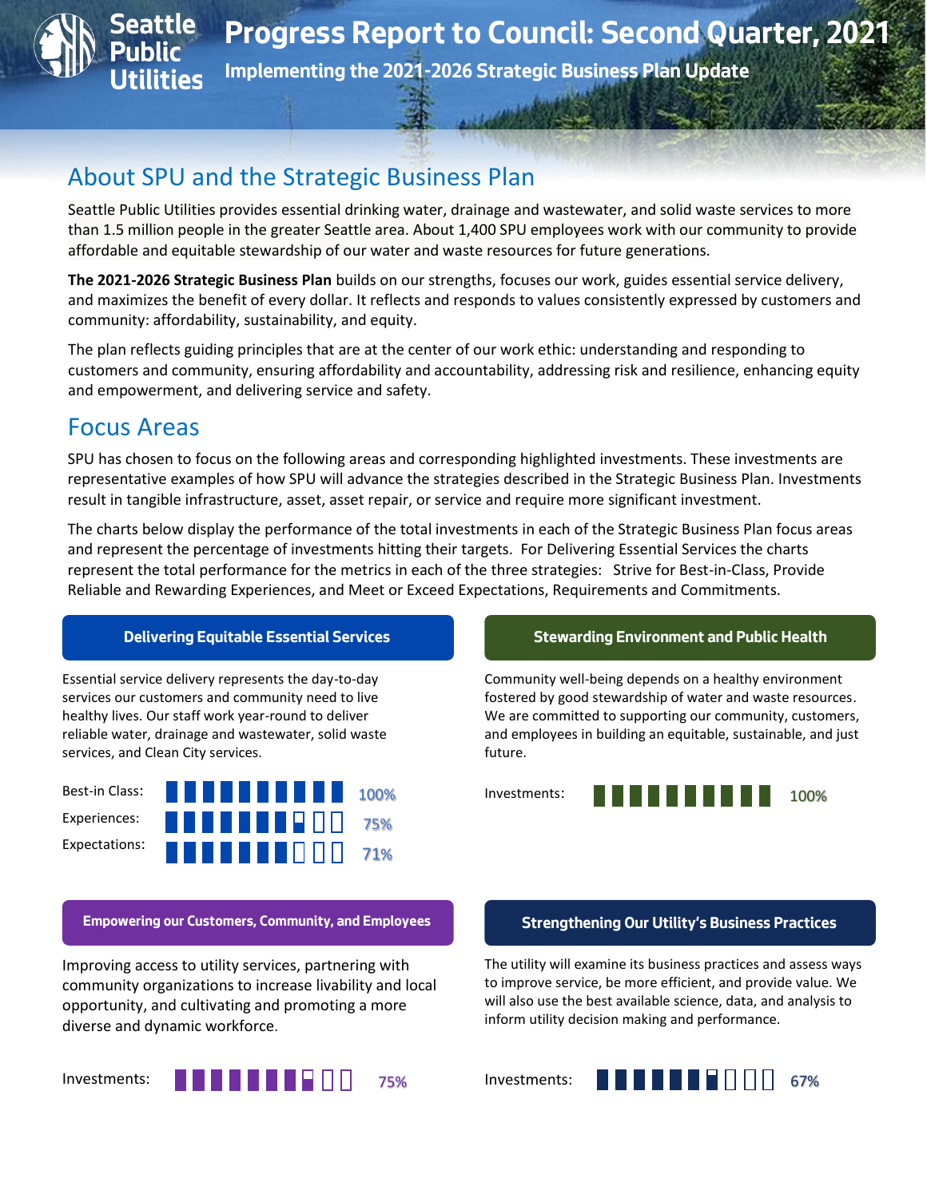# Progress Report to Council: Second Quarter, 2021

**Implementing the 2021-2026 Strategic Business Plan Update**

Seattle Public Utilities

## About SPU and the Strategic Business Plan

Seattle Public Utilities provides essential drinking water, drainage and wastewater, and solid waste services to more than 1.5 million people in the greater Seattle area. About 1,400 SPU employees work with our community to provide affordable and equitable stewardship of our water and waste resources for future generations.

**The 2021-2026 Strategic Business Plan** builds on our strengths, focuses our work, guides essential service delivery, and maximizes the benefit of every dollar. It reflects and responds to values consistently expressed by customers and community: affordability, sustainability, and equity.

The plan reflects guiding principles that are at the center of our work ethic: understanding and responding to customers and community, ensuring affordability and accountability, addressing risk and resilience, enhancing equity and empowerment, and delivering service and safety.

## Focus Areas

SPU has chosen to focus on the following areas and corresponding highlighted investments. These investments are representative examples of how SPU will advance the strategies described in the Strategic Business Plan. Investments result in tangible infrastructure, asset, asset repair, or service and require more significant investment.

The charts below display the performance of the total investments in each of the Strategic Business Plan focus areas and represent the percentage of investments hitting their targets. For Delivering Essential Services the charts represent the total performance for the metrics in each of the three strategies: Strive for Best-in-Class, Provide Reliable and Rewarding Experiences, and Meet or Exceed Expectations, Requirements and Commitments.

### Delivering Equitable Essential Services

Essential service delivery represents the day-to-day services our customers and community need to live healthy lives. Our staff work year-round to deliver reliable water, drainage and wastewater, solid waste services, and Clean City services.

Best-in Class: 100%

Experiences: 75%

Expectations: 71%

### Stewarding Environment and Public Health

Community well-being depends on a healthy environment fostered by good stewardship of water and waste resources. We are committed to supporting our community, customers, and employees in building an equitable, sustainable, and just future.

Investments: 100%

### Empowering our Customers, Community, and Employees

Improving access to utility services, partnering with community organizations to increase livability and local opportunity, and cultivating and promoting a more diverse and dynamic workforce.

Investments: 75%

### Strengthening Our Utility's Business Practices

The utility will examine its business practices and assess ways to improve service, be more efficient, and provide value. We will also use the best available science, data, and analysis to inform utility decision making and performance.

Investments: 67%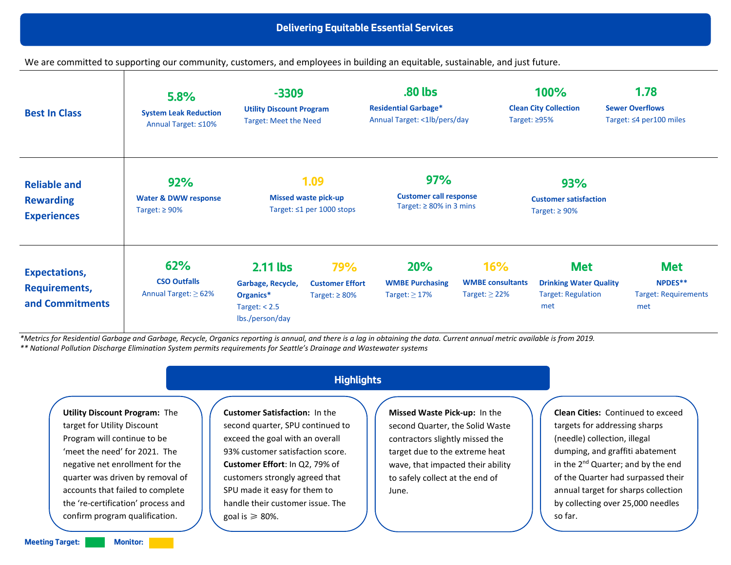## Delivering Equitable Essential Services

We are committed to supporting our community, customers, and employees in building an equitable, sustainable, and just future.

### Best In Class

| Metric | Result | Target |
|---|---|---|
| System Leak Reduction | 5.8% | Annual Target: ≤10% |
| Utility Discount Program | -3309 | Target: Meet the Need |
| Residential Garbage* | .80 lbs | Annual Target: <1lb/pers/day |
| Clean City Collection | 100% | Target: ≥95% |
| Sewer Overflows | 1.78 | Target: ≤4 per100 miles |

### Reliable and Rewarding Experiences

| Metric | Result | Target |
|---|---|---|
| Water & DWW response | 92% | Target: ≥ 90% |
| Missed waste pick-up | 1.09 | Target: ≤1 per 1000 stops |
| Customer call response | 97% | Target: ≥ 80% in 3 mins |
| Customer satisfaction | 93% | Target: ≥ 90% |

### Expectations, Requirements, and Commitments

| Metric | Result | Target |
|---|---|---|
| CSO Outfalls | 62% | Annual Target: ≥ 62% |
| Garbage, Recycle, Organics* | 2.11 lbs | Target: < 2.5 lbs./person/day |
| Customer Effort | 79% | Target: ≥ 80% |
| WMBE Purchasing | 20% | Target: ≥ 17% |
| WMBE consultants | 16% | Target: ≥ 22% |
| Drinking Water Quality | Met | Target: Regulation met |
| NPDES** | Met | Target: Requirements met |

*Metrics for Residential Garbage and Garbage, Recycle, Organics reporting is annual, and there is a lag in obtaining the data. Current annual metric available is from 2019.*

*** National Pollution Discharge Elimination System permits requirements for Seattle's Drainage and Wastewater systems*

## Highlights

**Utility Discount Program:** The target for Utility Discount Program will continue to be 'meet the need' for 2021. The negative net enrollment for the quarter was driven by removal of accounts that failed to complete the 're-certification' process and confirm program qualification.

**Customer Satisfaction:** In the second quarter, SPU continued to exceed the goal with an overall 93% customer satisfaction score. **Customer Effort**: In Q2, 79% of customers strongly agreed that SPU made it easy for them to handle their customer issue. The goal is ⩾ 80%.

**Missed Waste Pick-up:** In the second Quarter, the Solid Waste contractors slightly missed the target due to the extreme heat wave, that impacted their ability to safely collect at the end of June.

**Clean Cities:** Continued to exceed targets for addressing sharps (needle) collection, illegal dumping, and graffiti abatement in the 2nd Quarter; and by the end of the Quarter had surpassed their annual target for sharps collection by collecting over 25,000 needles so far.

**Meeting Target:** (green) **Monitor:** (yellow)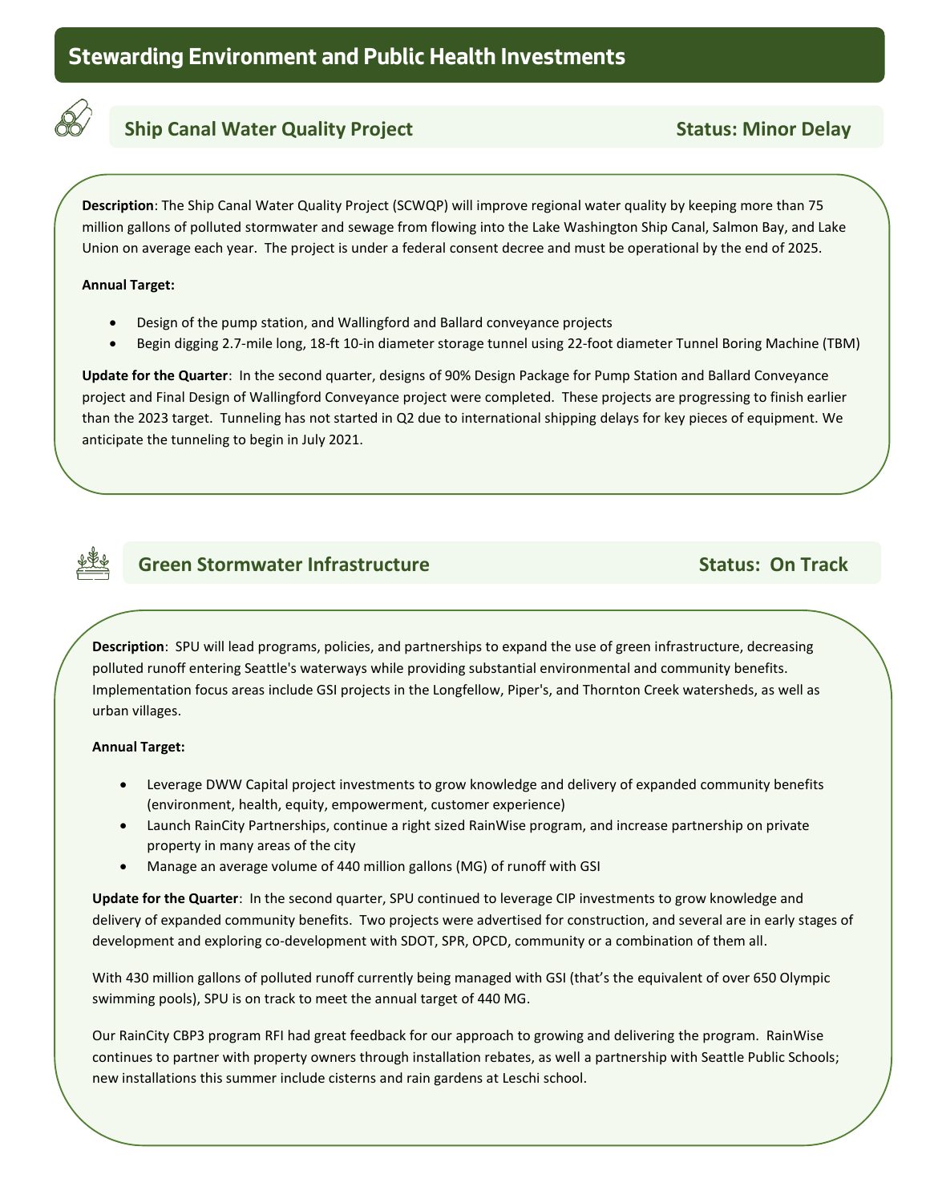# Stewarding Environment and Public Health Investments

## Ship Canal Water Quality Project — Status: Minor Delay

**Description**: The Ship Canal Water Quality Project (SCWQP) will improve regional water quality by keeping more than 75 million gallons of polluted stormwater and sewage from flowing into the Lake Washington Ship Canal, Salmon Bay, and Lake Union on average each year. The project is under a federal consent decree and must be operational by the end of 2025.

**Annual Target:**

- Design of the pump station, and Wallingford and Ballard conveyance projects
- Begin digging 2.7-mile long, 18-ft 10-in diameter storage tunnel using 22-foot diameter Tunnel Boring Machine (TBM)

**Update for the Quarter**: In the second quarter, designs of 90% Design Package for Pump Station and Ballard Conveyance project and Final Design of Wallingford Conveyance project were completed. These projects are progressing to finish earlier than the 2023 target. Tunneling has not started in Q2 due to international shipping delays for key pieces of equipment. We anticipate the tunneling to begin in July 2021.

## Green Stormwater Infrastructure — Status: On Track

**Description**: SPU will lead programs, policies, and partnerships to expand the use of green infrastructure, decreasing polluted runoff entering Seattle's waterways while providing substantial environmental and community benefits. Implementation focus areas include GSI projects in the Longfellow, Piper's, and Thornton Creek watersheds, as well as urban villages.

**Annual Target:**

- Leverage DWW Capital project investments to grow knowledge and delivery of expanded community benefits (environment, health, equity, empowerment, customer experience)
- Launch RainCity Partnerships, continue a right sized RainWise program, and increase partnership on private property in many areas of the city
- Manage an average volume of 440 million gallons (MG) of runoff with GSI

**Update for the Quarter**: In the second quarter, SPU continued to leverage CIP investments to grow knowledge and delivery of expanded community benefits. Two projects were advertised for construction, and several are in early stages of development and exploring co-development with SDOT, SPR, OPCD, community or a combination of them all.

With 430 million gallons of polluted runoff currently being managed with GSI (that's the equivalent of over 650 Olympic swimming pools), SPU is on track to meet the annual target of 440 MG.

Our RainCity CBP3 program RFI had great feedback for our approach to growing and delivering the program. RainWise continues to partner with property owners through installation rebates, as well a partnership with Seattle Public Schools; new installations this summer include cisterns and rain gardens at Leschi school.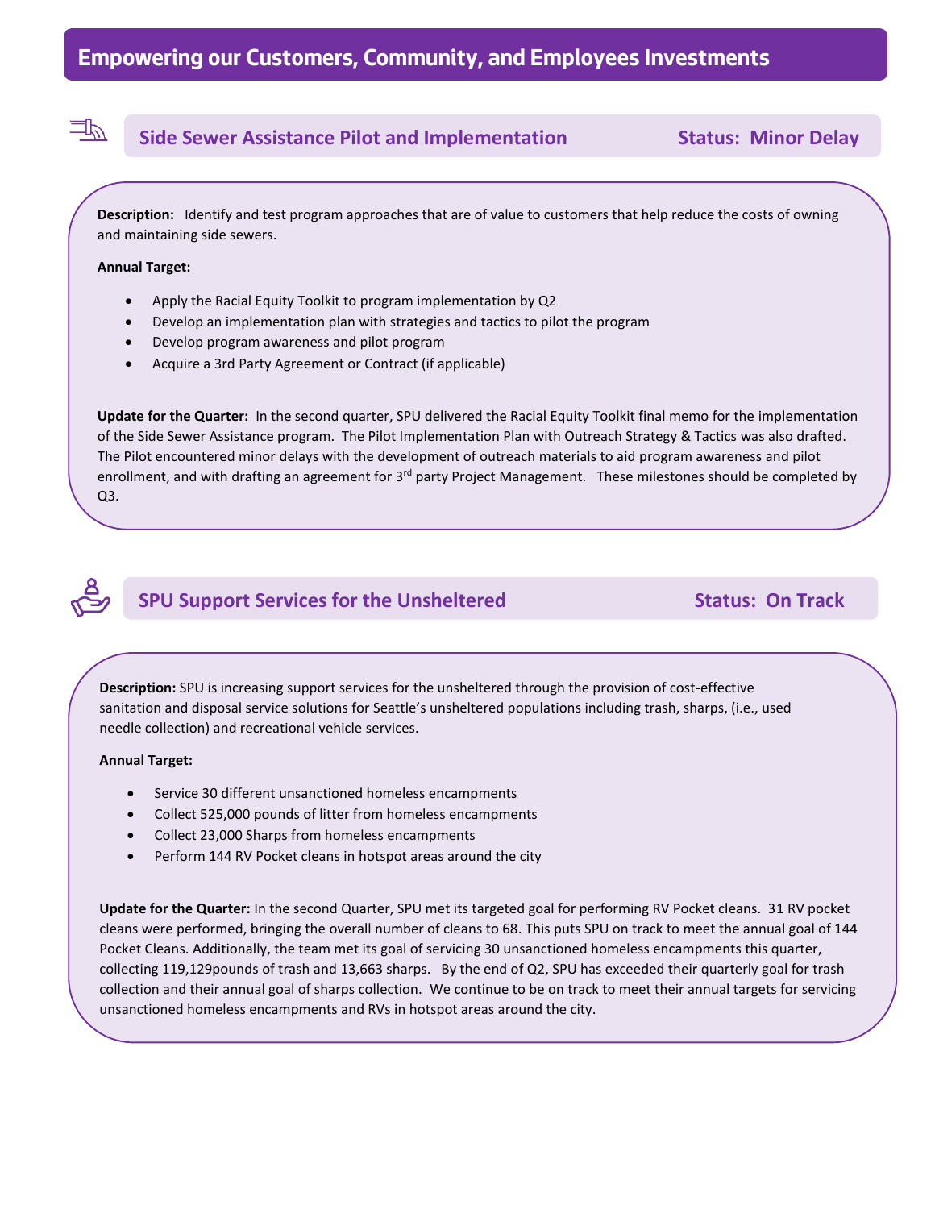# Empowering our Customers, Community, and Employees Investments

## Side Sewer Assistance Pilot and Implementation — Status: Minor Delay

**Description:** Identify and test program approaches that are of value to customers that help reduce the costs of owning and maintaining side sewers.

**Annual Target:**

- Apply the Racial Equity Toolkit to program implementation by Q2
- Develop an implementation plan with strategies and tactics to pilot the program
- Develop program awareness and pilot program
- Acquire a 3rd Party Agreement or Contract (if applicable)

**Update for the Quarter:** In the second quarter, SPU delivered the Racial Equity Toolkit final memo for the implementation of the Side Sewer Assistance program. The Pilot Implementation Plan with Outreach Strategy & Tactics was also drafted. The Pilot encountered minor delays with the development of outreach materials to aid program awareness and pilot enrollment, and with drafting an agreement for 3rd party Project Management. These milestones should be completed by Q3.

## SPU Support Services for the Unsheltered — Status: On Track

**Description:** SPU is increasing support services for the unsheltered through the provision of cost-effective sanitation and disposal service solutions for Seattle's unsheltered populations including trash, sharps, (i.e., used needle collection) and recreational vehicle services.

**Annual Target:**

- Service 30 different unsanctioned homeless encampments
- Collect 525,000 pounds of litter from homeless encampments
- Collect 23,000 Sharps from homeless encampments
- Perform 144 RV Pocket cleans in hotspot areas around the city

**Update for the Quarter:** In the second Quarter, SPU met its targeted goal for performing RV Pocket cleans. 31 RV pocket cleans were performed, bringing the overall number of cleans to 68. This puts SPU on track to meet the annual goal of 144 Pocket Cleans. Additionally, the team met its goal of servicing 30 unsanctioned homeless encampments this quarter, collecting 119,129pounds of trash and 13,663 sharps. By the end of Q2, SPU has exceeded their quarterly goal for trash collection and their annual goal of sharps collection. We continue to be on track to meet their annual targets for servicing unsanctioned homeless encampments and RVs in hotspot areas around the city.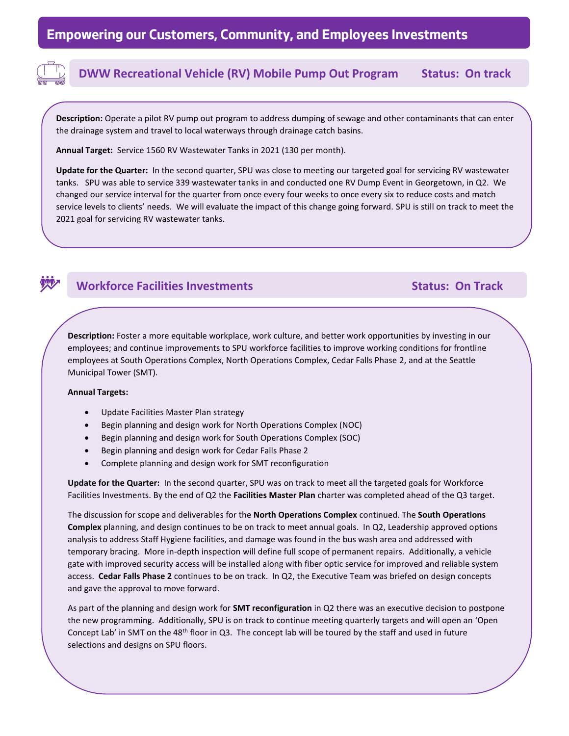# Empowering our Customers, Community, and Employees Investments

## DWW Recreational Vehicle (RV) Mobile Pump Out Program Status: On track

**Description:** Operate a pilot RV pump out program to address dumping of sewage and other contaminants that can enter the drainage system and travel to local waterways through drainage catch basins.

**Annual Target:** Service 1560 RV Wastewater Tanks in 2021 (130 per month).

**Update for the Quarter:** In the second quarter, SPU was close to meeting our targeted goal for servicing RV wastewater tanks. SPU was able to service 339 wastewater tanks in and conducted one RV Dump Event in Georgetown, in Q2. We changed our service interval for the quarter from once every four weeks to once every six to reduce costs and match service levels to clients' needs. We will evaluate the impact of this change going forward. SPU is still on track to meet the 2021 goal for servicing RV wastewater tanks.

## Workforce Facilities Investments Status: On Track

**Description:** Foster a more equitable workplace, work culture, and better work opportunities by investing in our employees; and continue improvements to SPU workforce facilities to improve working conditions for frontline employees at South Operations Complex, North Operations Complex, Cedar Falls Phase 2, and at the Seattle Municipal Tower (SMT).

**Annual Targets:**

- Update Facilities Master Plan strategy
- Begin planning and design work for North Operations Complex (NOC)
- Begin planning and design work for South Operations Complex (SOC)
- Begin planning and design work for Cedar Falls Phase 2
- Complete planning and design work for SMT reconfiguration

**Update for the Quarter:** In the second quarter, SPU was on track to meet all the targeted goals for Workforce Facilities Investments. By the end of Q2 the **Facilities Master Plan** charter was completed ahead of the Q3 target.

The discussion for scope and deliverables for the **North Operations Complex** continued. The **South Operations Complex** planning, and design continues to be on track to meet annual goals. In Q2, Leadership approved options analysis to address Staff Hygiene facilities, and damage was found in the bus wash area and addressed with temporary bracing. More in-depth inspection will define full scope of permanent repairs. Additionally, a vehicle gate with improved security access will be installed along with fiber optic service for improved and reliable system access. **Cedar Falls Phase 2** continues to be on track. In Q2, the Executive Team was briefed on design concepts and gave the approval to move forward.

As part of the planning and design work for **SMT reconfiguration** in Q2 there was an executive decision to postpone the new programming. Additionally, SPU is on track to continue meeting quarterly targets and will open an 'Open Concept Lab' in SMT on the 48th floor in Q3. The concept lab will be toured by the staff and used in future selections and designs on SPU floors.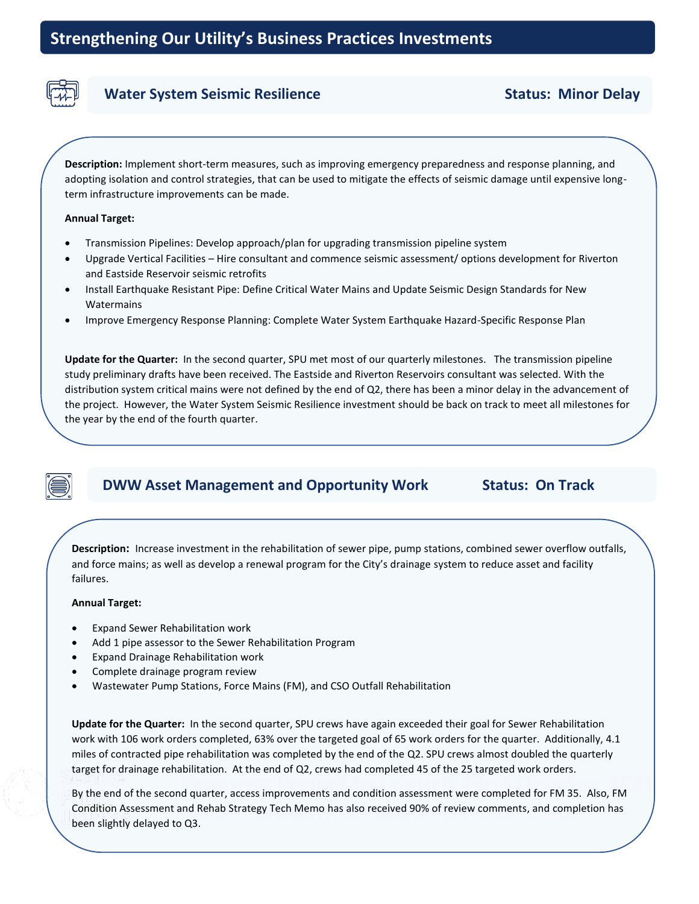# Strengthening Our Utility's Business Practices Investments

## Water System Seismic Resilience — Status: Minor Delay

**Description:** Implement short-term measures, such as improving emergency preparedness and response planning, and adopting isolation and control strategies, that can be used to mitigate the effects of seismic damage until expensive long-term infrastructure improvements can be made.

**Annual Target:**

- Transmission Pipelines: Develop approach/plan for upgrading transmission pipeline system
- Upgrade Vertical Facilities – Hire consultant and commence seismic assessment/ options development for Riverton and Eastside Reservoir seismic retrofits
- Install Earthquake Resistant Pipe: Define Critical Water Mains and Update Seismic Design Standards for New Watermains
- Improve Emergency Response Planning: Complete Water System Earthquake Hazard-Specific Response Plan

**Update for the Quarter:** In the second quarter, SPU met most of our quarterly milestones. The transmission pipeline study preliminary drafts have been received. The Eastside and Riverton Reservoirs consultant was selected. With the distribution system critical mains were not defined by the end of Q2, there has been a minor delay in the advancement of the project. However, the Water System Seismic Resilience investment should be back on track to meet all milestones for the year by the end of the fourth quarter.

## DWW Asset Management and Opportunity Work — Status: On Track

**Description:** Increase investment in the rehabilitation of sewer pipe, pump stations, combined sewer overflow outfalls, and force mains; as well as develop a renewal program for the City's drainage system to reduce asset and facility failures.

**Annual Target:**

- Expand Sewer Rehabilitation work
- Add 1 pipe assessor to the Sewer Rehabilitation Program
- Expand Drainage Rehabilitation work
- Complete drainage program review
- Wastewater Pump Stations, Force Mains (FM), and CSO Outfall Rehabilitation

**Update for the Quarter:** In the second quarter, SPU crews have again exceeded their goal for Sewer Rehabilitation work with 106 work orders completed, 63% over the targeted goal of 65 work orders for the quarter. Additionally, 4.1 miles of contracted pipe rehabilitation was completed by the end of the Q2. SPU crews almost doubled the quarterly target for drainage rehabilitation. At the end of Q2, crews had completed 45 of the 25 targeted work orders.

By the end of the second quarter, access improvements and condition assessment were completed for FM 35. Also, FM Condition Assessment and Rehab Strategy Tech Memo has also received 90% of review comments, and completion has been slightly delayed to Q3.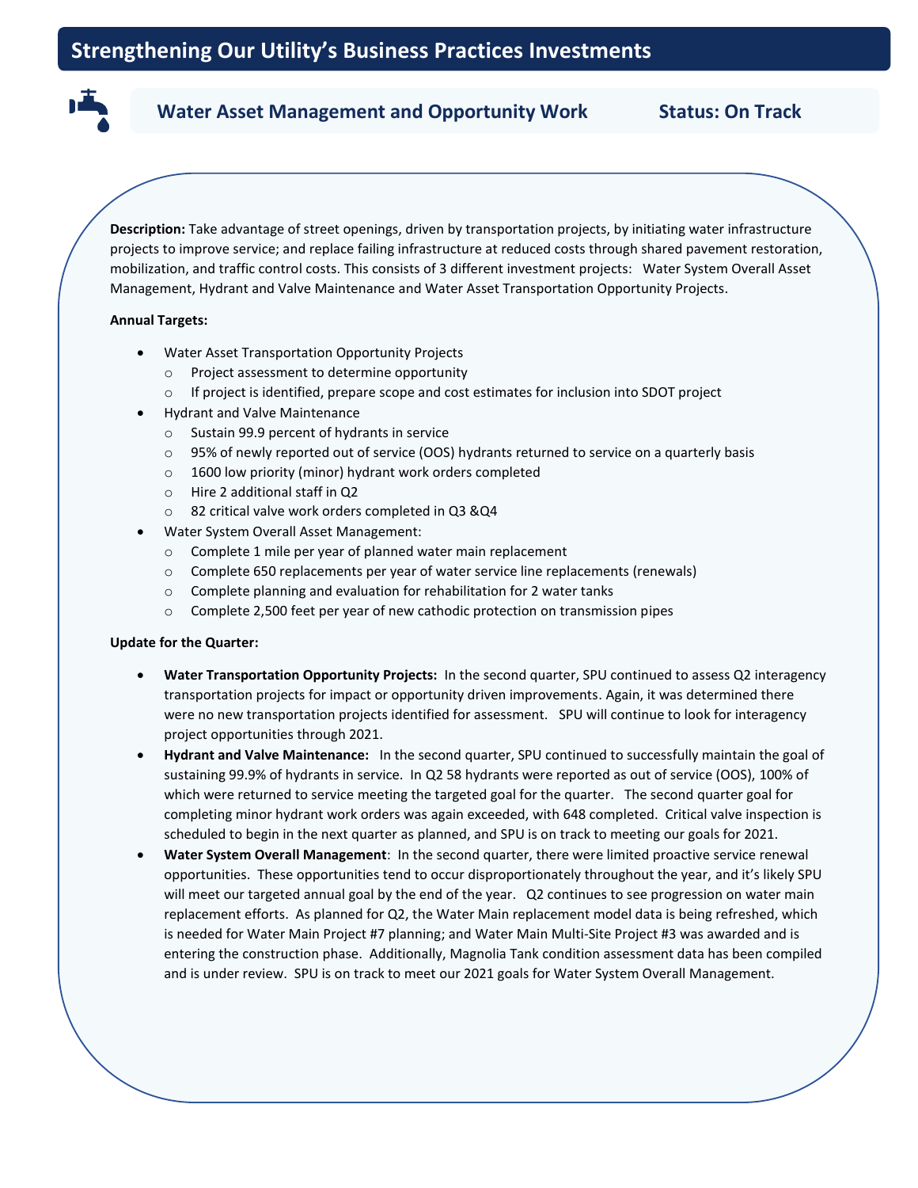# Strengthening Our Utility's Business Practices Investments

## Water Asset Management and Opportunity Work — Status: On Track

**Description:** Take advantage of street openings, driven by transportation projects, by initiating water infrastructure projects to improve service; and replace failing infrastructure at reduced costs through shared pavement restoration, mobilization, and traffic control costs. This consists of 3 different investment projects: Water System Overall Asset Management, Hydrant and Valve Maintenance and Water Asset Transportation Opportunity Projects.

**Annual Targets:**

- Water Asset Transportation Opportunity Projects
  - Project assessment to determine opportunity
  - If project is identified, prepare scope and cost estimates for inclusion into SDOT project
- Hydrant and Valve Maintenance
  - Sustain 99.9 percent of hydrants in service
  - 95% of newly reported out of service (OOS) hydrants returned to service on a quarterly basis
  - 1600 low priority (minor) hydrant work orders completed
  - Hire 2 additional staff in Q2
  - 82 critical valve work orders completed in Q3 &Q4
- Water System Overall Asset Management:
  - Complete 1 mile per year of planned water main replacement
  - Complete 650 replacements per year of water service line replacements (renewals)
  - Complete planning and evaluation for rehabilitation for 2 water tanks
  - Complete 2,500 feet per year of new cathodic protection on transmission pipes

**Update for the Quarter:**

- **Water Transportation Opportunity Projects:** In the second quarter, SPU continued to assess Q2 interagency transportation projects for impact or opportunity driven improvements. Again, it was determined there were no new transportation projects identified for assessment. SPU will continue to look for interagency project opportunities through 2021.
- **Hydrant and Valve Maintenance:** In the second quarter, SPU continued to successfully maintain the goal of sustaining 99.9% of hydrants in service. In Q2 58 hydrants were reported as out of service (OOS), 100% of which were returned to service meeting the targeted goal for the quarter. The second quarter goal for completing minor hydrant work orders was again exceeded, with 648 completed. Critical valve inspection is scheduled to begin in the next quarter as planned, and SPU is on track to meeting our goals for 2021.
- **Water System Overall Management**: In the second quarter, there were limited proactive service renewal opportunities. These opportunities tend to occur disproportionately throughout the year, and it's likely SPU will meet our targeted annual goal by the end of the year. Q2 continues to see progression on water main replacement efforts. As planned for Q2, the Water Main replacement model data is being refreshed, which is needed for Water Main Project #7 planning; and Water Main Multi-Site Project #3 was awarded and is entering the construction phase. Additionally, Magnolia Tank condition assessment data has been compiled and is under review. SPU is on track to meet our 2021 goals for Water System Overall Management.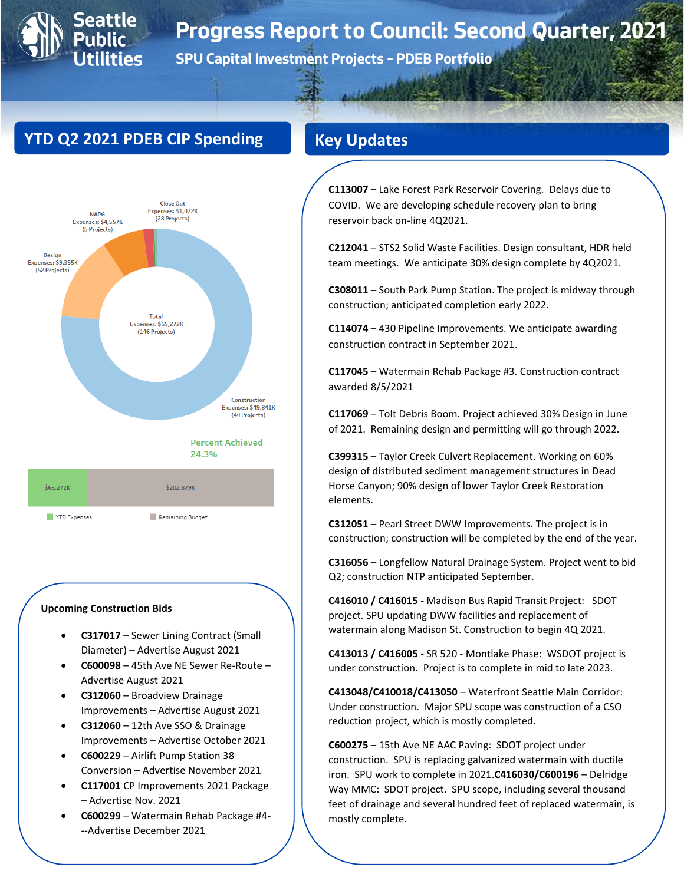# Progress Report to Council: Second Quarter, 2021

## SPU Capital Investment Projects – PDEB Portfolio

## YTD Q2 2021 PDEB CIP Spending

Close Out Expenses: $1,072K (28 Projects)

NAPG Expenses: $4,557K (5 Projects)

Design Expenses: $9,355K (52 Projects)

Total Expenses: $65,272K (146 Projects)

Construction Expenses: $49,841K (40 Projects)

Percent Achieved 24.3%

| YTD Expenses | Remaining Budget |
|---|---|
| $65,272K | $202,879K |

### Upcoming Construction Bids

- **C317017** – Sewer Lining Contract (Small Diameter) – Advertise August 2021
- **C600098** – 45th Ave NE Sewer Re-Route – Advertise August 2021
- **C312060** – Broadview Drainage Improvements – Advertise August 2021
- **C312060** – 12th Ave SSO & Drainage Improvements – Advertise October 2021
- **C600229** – Airlift Pump Station 38 Conversion – Advertise November 2021
- **C117001** CP Improvements 2021 Package – Advertise Nov. 2021
- **C600299** – Watermain Rehab Package #4---Advertise December 2021

## Key Updates

**C113007** – Lake Forest Park Reservoir Covering. Delays due to COVID. We are developing schedule recovery plan to bring reservoir back on-line 4Q2021.

**C212041** – STS2 Solid Waste Facilities. Design consultant, HDR held team meetings. We anticipate 30% design complete by 4Q2021.

**C308011** – South Park Pump Station. The project is midway through construction; anticipated completion early 2022.

**C114074** – 430 Pipeline Improvements. We anticipate awarding construction contract in September 2021.

**C117045** – Watermain Rehab Package #3. Construction contract awarded 8/5/2021

**C117069** – Tolt Debris Boom. Project achieved 30% Design in June of 2021. Remaining design and permitting will go through 2022.

**C399315** – Taylor Creek Culvert Replacement. Working on 60% design of distributed sediment management structures in Dead Horse Canyon; 90% design of lower Taylor Creek Restoration elements.

**C312051** – Pearl Street DWW Improvements. The project is in construction; construction will be completed by the end of the year.

**C316056** – Longfellow Natural Drainage System. Project went to bid Q2; construction NTP anticipated September.

**C416010 / C416015** - Madison Bus Rapid Transit Project: SDOT project. SPU updating DWW facilities and replacement of watermain along Madison St. Construction to begin 4Q 2021.

**C413013 / C416005** - SR 520 - Montlake Phase: WSDOT project is under construction. Project is to complete in mid to late 2023.

**C413048/C410018/C413050** – Waterfront Seattle Main Corridor: Under construction. Major SPU scope was construction of a CSO reduction project, which is mostly completed.

**C600275** – 15th Ave NE AAC Paving: SDOT project under construction. SPU is replacing galvanized watermain with ductile iron. SPU work to complete in 2021.**C416030/C600196** – Delridge Way MMC: SDOT project. SPU scope, including several thousand feet of drainage and several hundred feet of replaced watermain, is mostly complete.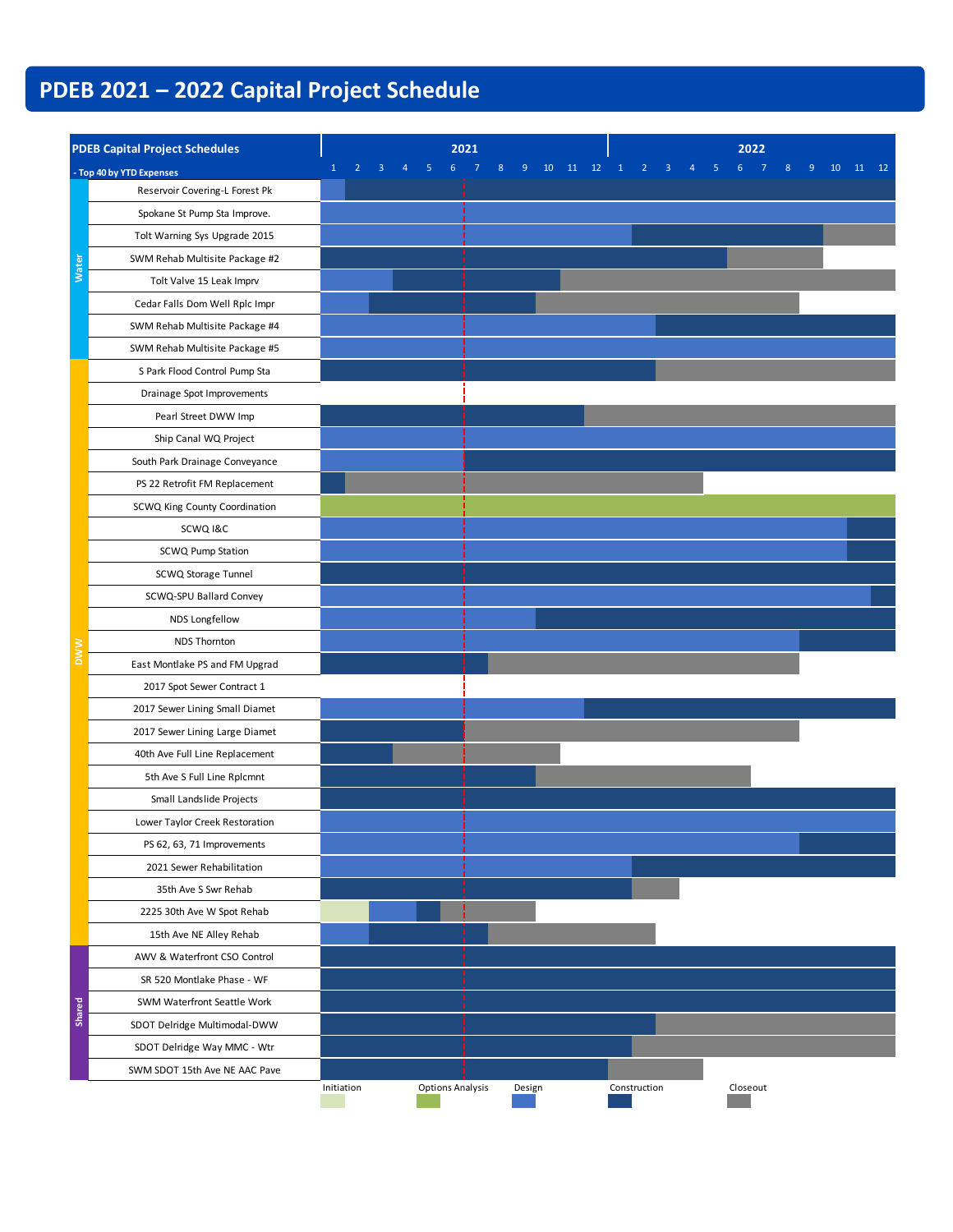# PDEB 2021 – 2022 Capital Project Schedule

**PDEB Capital Project Schedules**

- Top 40 by YTD Expenses

| Category | Project | 2021 (months 1–12) | 2022 (months 1–12) |
|---|---|---|---|
| Water | Reservoir Covering-L Forest Pk | | |
| Water | Spokane St Pump Sta Improve. | | |
| Water | Tolt Warning Sys Upgrade 2015 | | |
| Water | SWM Rehab Multisite Package #2 | | |
| Water | Tolt Valve 15 Leak Imprv | | |
| Water | Cedar Falls Dom Well Rplc Impr | | |
| Water | SWM Rehab Multisite Package #4 | | |
| Water | SWM Rehab Multisite Package #5 | | |
| DWW | S Park Flood Control Pump Sta | | |
| DWW | Drainage Spot Improvements | | |
| DWW | Pearl Street DWW Imp | | |
| DWW | Ship Canal WQ Project | | |
| DWW | South Park Drainage Conveyance | | |
| DWW | PS 22 Retrofit FM Replacement | | |
| DWW | SCWQ King County Coordination | | |
| DWW | SCWQ I&C | | |
| DWW | SCWQ Pump Station | | |
| DWW | SCWQ Storage Tunnel | | |
| DWW | SCWQ-SPU Ballard Convey | | |
| DWW | NDS Longfellow | | |
| DWW | NDS Thornton | | |
| DWW | East Montlake PS and FM Upgrad | | |
| DWW | 2017 Spot Sewer Contract 1 | | |
| DWW | 2017 Sewer Lining Small Diamet | | |
| DWW | 2017 Sewer Lining Large Diamet | | |
| DWW | 40th Ave Full Line Replacement | | |
| DWW | 5th Ave S Full Line Rplcmnt | | |
| DWW | Small Landslide Projects | | |
| DWW | Lower Taylor Creek Restoration | | |
| DWW | PS 62, 63, 71 Improvements | | |
| DWW | 2021 Sewer Rehabilitation | | |
| DWW | 35th Ave S Swr Rehab | | |
| DWW | 2225 30th Ave W Spot Rehab | | |
| DWW | 15th Ave NE Alley Rehab | | |
| Shared | AWV & Waterfront CSO Control | | |
| Shared | SR 520 Montlake Phase - WF | | |
| Shared | SWM Waterfront Seattle Work | | |
| Shared | SDOT Delridge Multimodal-DWW | | |
| Shared | SDOT Delridge Way MMC - Wtr | | |
| Shared | SWM SDOT 15th Ave NE AAC Pave | | |

Legend: Initiation, Options Analysis, Design, Construction, Closeout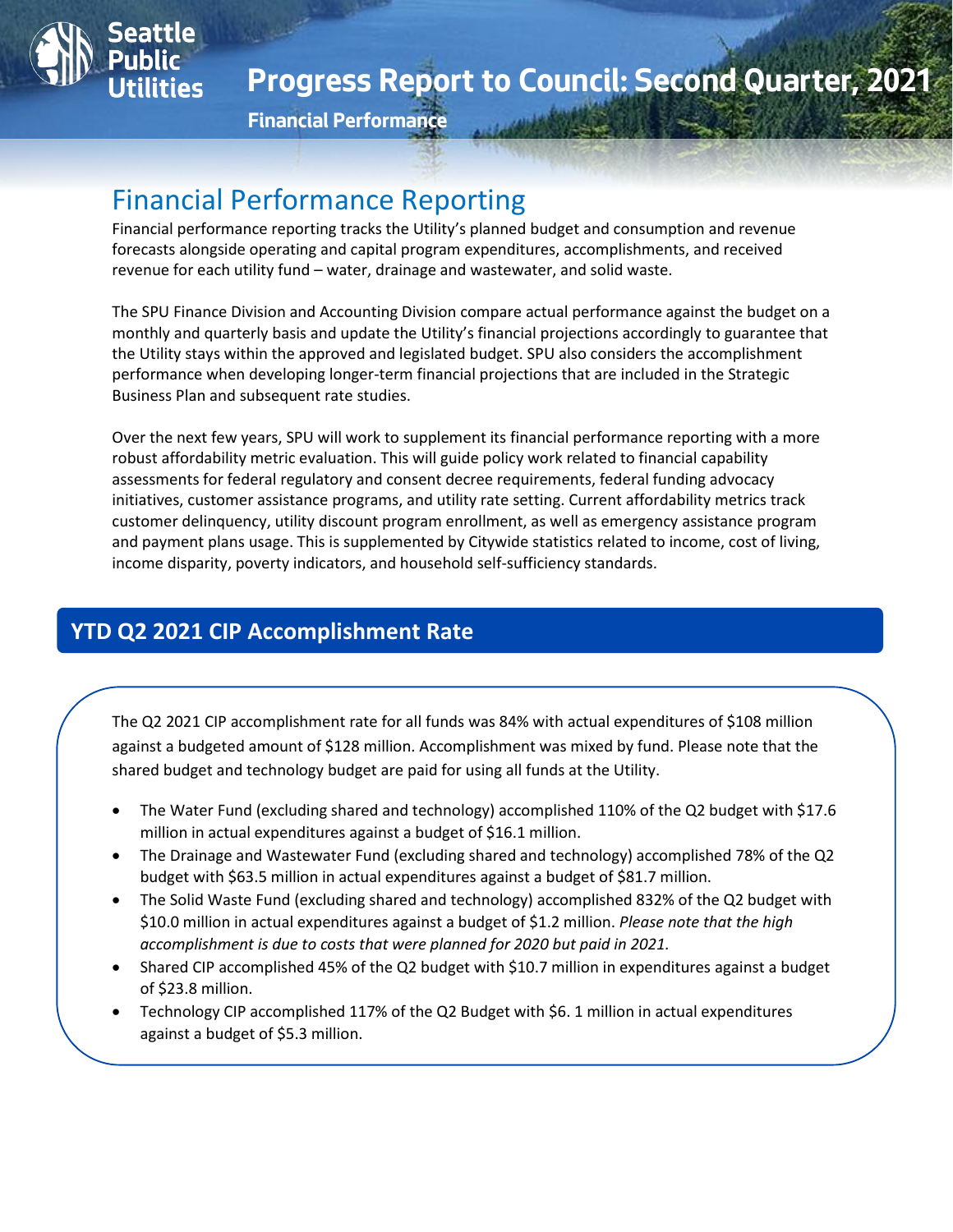# Progress Report to Council: Second Quarter, 2021

**Financial Performance**

## Financial Performance Reporting

Financial performance reporting tracks the Utility's planned budget and consumption and revenue forecasts alongside operating and capital program expenditures, accomplishments, and received revenue for each utility fund – water, drainage and wastewater, and solid waste.

The SPU Finance Division and Accounting Division compare actual performance against the budget on a monthly and quarterly basis and update the Utility's financial projections accordingly to guarantee that the Utility stays within the approved and legislated budget. SPU also considers the accomplishment performance when developing longer-term financial projections that are included in the Strategic Business Plan and subsequent rate studies.

Over the next few years, SPU will work to supplement its financial performance reporting with a more robust affordability metric evaluation. This will guide policy work related to financial capability assessments for federal regulatory and consent decree requirements, federal funding advocacy initiatives, customer assistance programs, and utility rate setting. Current affordability metrics track customer delinquency, utility discount program enrollment, as well as emergency assistance program and payment plans usage. This is supplemented by Citywide statistics related to income, cost of living, income disparity, poverty indicators, and household self-sufficiency standards.

## YTD Q2 2021 CIP Accomplishment Rate

The Q2 2021 CIP accomplishment rate for all funds was 84% with actual expenditures of $108 million against a budgeted amount of $128 million. Accomplishment was mixed by fund. Please note that the shared budget and technology budget are paid for using all funds at the Utility.

- The Water Fund (excluding shared and technology) accomplished 110% of the Q2 budget with $17.6 million in actual expenditures against a budget of $16.1 million.
- The Drainage and Wastewater Fund (excluding shared and technology) accomplished 78% of the Q2 budget with $63.5 million in actual expenditures against a budget of $81.7 million.
- The Solid Waste Fund (excluding shared and technology) accomplished 832% of the Q2 budget with $10.0 million in actual expenditures against a budget of $1.2 million. *Please note that the high accomplishment is due to costs that were planned for 2020 but paid in 2021.*
- Shared CIP accomplished 45% of the Q2 budget with $10.7 million in expenditures against a budget of $23.8 million.
- Technology CIP accomplished 117% of the Q2 Budget with $6. 1 million in actual expenditures against a budget of $5.3 million.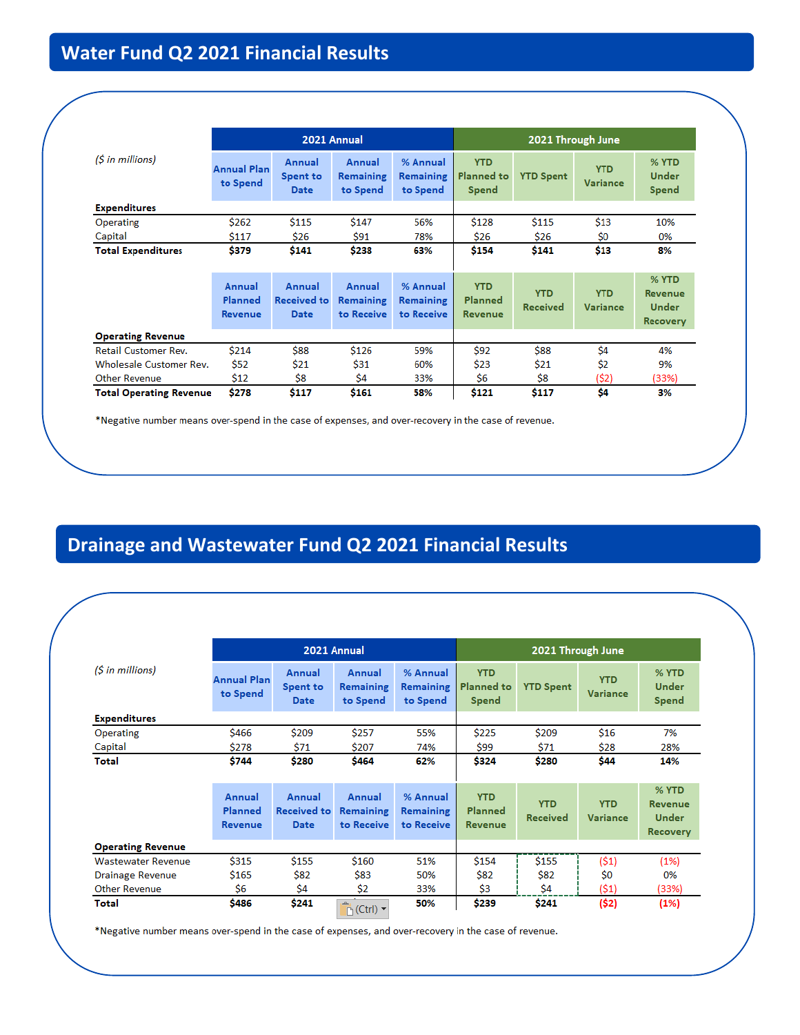## Water Fund Q2 2021 Financial Results

| *($ in millions)* | 2021 Annual | | | | 2021 Through June | | | |
|---|---|---|---|---|---|---|---|---|
| | Annual Plan to Spend | Annual Spent to Date | Annual Remaining to Spend | % Annual Remaining to Spend | YTD Planned to Spend | YTD Spent | YTD Variance | % YTD Under Spend |
| **Expenditures** | | | | | | | | |
| Operating | $262 | $115 | $147 | 56% | $128 | $115 | $13 | 10% |
| Capital | $117 | $26 | $91 | 78% | $26 | $26 | $0 | 0% |
| **Total Expenditures** | **$379** | **$141** | **$238** | **63%** | **$154** | **$141** | **$13** | **8%** |
| | Annual Planned Revenue | Annual Received to Date | Annual Remaining to Receive | % Annual Remaining to Receive | YTD Planned Revenue | YTD Received | YTD Variance | % YTD Revenue Under Recovery |
| **Operating Revenue** | | | | | | | | |
| Retail Customer Rev. | $214 | $88 | $126 | 59% | $92 | $88 | $4 | 4% |
| Wholesale Customer Rev. | $52 | $21 | $31 | 60% | $23 | $21 | $2 | 9% |
| Other Revenue | $12 | $8 | $4 | 33% | $6 | $8 | ($2) | (33%) |
| **Total Operating Revenue** | **$278** | **$117** | **$161** | **58%** | **$121** | **$117** | **$4** | **3%** |

*Negative number means over-spend in the case of expenses, and over-recovery in the case of revenue.

## Drainage and Wastewater Fund Q2 2021 Financial Results

| *($ in millions)* | 2021 Annual | | | | 2021 Through June | | | |
|---|---|---|---|---|---|---|---|---|
| | Annual Plan to Spend | Annual Spent to Date | Annual Remaining to Spend | % Annual Remaining to Spend | YTD Planned to Spend | YTD Spent | YTD Variance | % YTD Under Spend |
| **Expenditures** | | | | | | | | |
| Operating | $466 | $209 | $257 | 55% | $225 | $209 | $16 | 7% |
| Capital | $278 | $71 | $207 | 74% | $99 | $71 | $28 | 28% |
| **Total** | **$744** | **$280** | **$464** | **62%** | **$324** | **$280** | **$44** | **14%** |
| | Annual Planned Revenue | Annual Received to Date | Annual Remaining to Receive | % Annual Remaining to Receive | YTD Planned Revenue | YTD Received | YTD Variance | % YTD Revenue Under Recovery |
| **Operating Revenue** | | | | | | | | |
| Wastewater Revenue | $315 | $155 | $160 | 51% | $154 | $155 | ($1) | (1%) |
| Drainage Revenue | $165 | $82 | $83 | 50% | $82 | $82 | $0 | 0% |
| Other Revenue | $6 | $4 | $2 | 33% | $3 | $4 | ($1) | (33%) |
| **Total** | **$486** | **$241** | | **50%** | **$239** | **$241** | **($2)** | **(1%)** |

*Negative number means over-spend in the case of expenses, and over-recovery in the case of revenue.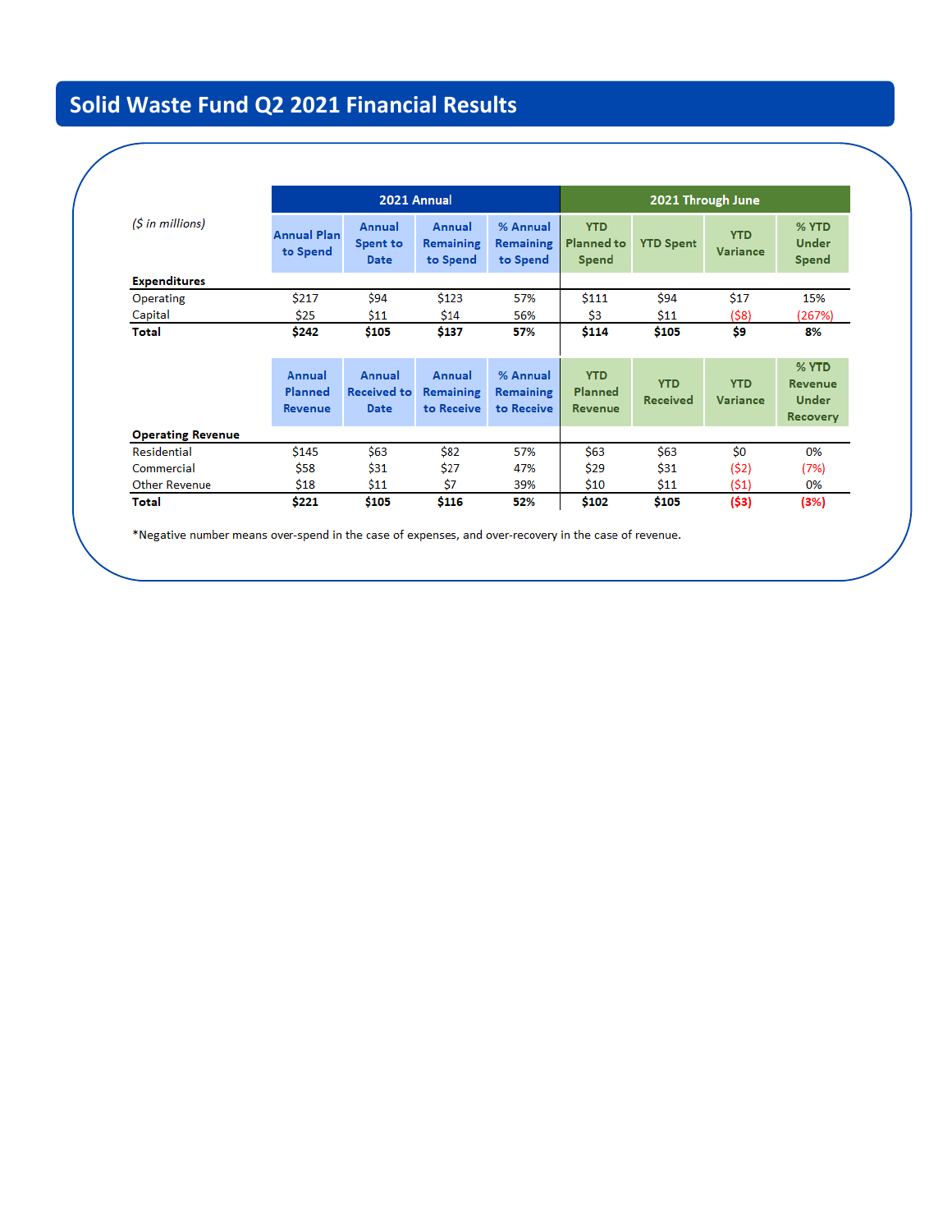# Solid Waste Fund Q2 2021 Financial Results

| *($ in millions)* | 2021 Annual | | | | 2021 Through June | | | |
|---|---|---|---|---|---|---|---|---|
| | Annual Plan to Spend | Annual Spent to Date | Annual Remaining to Spend | % Annual Remaining to Spend | YTD Planned to Spend | YTD Spent | YTD Variance | % YTD Under Spend |
| **Expenditures** | | | | | | | | |
| Operating | $217 | $94 | $123 | 57% | $111 | $94 | $17 | 15% |
| Capital | $25 | $11 | $14 | 56% | $3 | $11 | ($8) | (267%) |
| **Total** | **$242** | **$105** | **$137** | **57%** | **$114** | **$105** | **$9** | **8%** |
| | Annual Planned Revenue | Annual Received to Date | Annual Remaining to Receive | % Annual Remaining to Receive | YTD Planned Revenue | YTD Received | YTD Variance | % YTD Revenue Under Recovery |
| **Operating Revenue** | | | | | | | | |
| Residential | $145 | $63 | $82 | 57% | $63 | $63 | $0 | 0% |
| Commercial | $58 | $31 | $27 | 47% | $29 | $31 | ($2) | (7%) |
| Other Revenue | $18 | $11 | $7 | 39% | $10 | $11 | ($1) | 0% |
| **Total** | **$221** | **$105** | **$116** | **52%** | **$102** | **$105** | **($3)** | **(3%)** |

*Negative number means over-spend in the case of expenses, and over-recovery in the case of revenue.